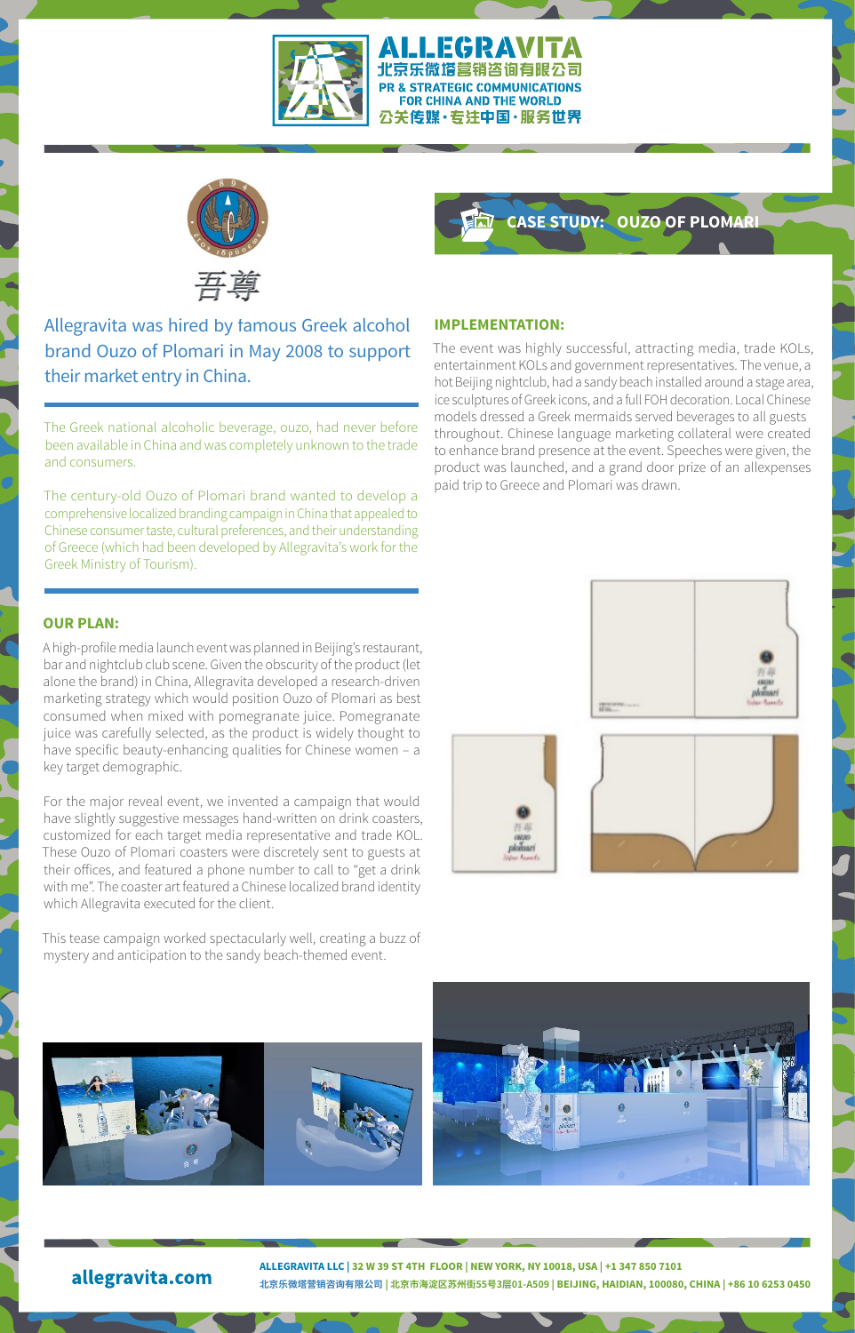# ALLEGRAVITA

北京乐微塔营销咨询有限公司

PR & STRATEGIC COMMUNICATIONS FOR CHINA AND THE WORLD

公关传媒 · 专注中国 · 服务世界

## CASE STUDY: OUZO OF PLOMARI

Allegravita was hired by famous Greek alcohol brand Ouzo of Plomari in May 2008 to support their market entry in China.

The Greek national alcoholic beverage, ouzo, had never before been available in China and was completely unknown to the trade and consumers.

The century-old Ouzo of Plomari brand wanted to develop a comprehensive localized branding campaign in China that appealed to Chinese consumer taste, cultural preferences, and their understanding of Greece (which had been developed by Allegravita's work for the Greek Ministry of Tourism).

### OUR PLAN:

A high-profile media launch event was planned in Beijing's restaurant, bar and nightclub club scene. Given the obscurity of the product (let alone the brand) in China, Allegravita developed a research-driven marketing strategy which would position Ouzo of Plomari as best consumed when mixed with pomegranate juice. Pomegranate juice was carefully selected, as the product is widely thought to have specific beauty-enhancing qualities for Chinese women – a key target demographic.

For the major reveal event, we invented a campaign that would have slightly suggestive messages hand-written on drink coasters, customized for each target media representative and trade KOL. These Ouzo of Plomari coasters were discretely sent to guests at their offices, and featured a phone number to call to "get a drink with me". The coaster art featured a Chinese localized brand identity which Allegravita executed for the client.

This tease campaign worked spectacularly well, creating a buzz of mystery and anticipation to the sandy beach-themed event.

### IMPLEMENTATION:

The event was highly successful, attracting media, trade KOLs, entertainment KOLs and government representatives. The venue, a hot Beijing nightclub, had a sandy beach installed around a stage area, ice sculptures of Greek icons, and a full FOH decoration. Local Chinese models dressed a Greek mermaids served beverages to all guests throughout. Chinese language marketing collateral were created to enhance brand presence at the event. Speeches were given, the product was launched, and a grand door prize of an allexpenses paid trip to Greece and Plomari was drawn.

**allegravita.com**

ALLEGRAVITA LLC | 32 W 39 ST 4TH FLOOR | NEW YORK, NY 10018, USA | +1 347 850 7101

北京乐微塔营销咨询有限公司 | 北京市海淀区苏州街55号3层01-A509 | BEIJING, HAIDIAN, 100080, CHINA | +86 10 6253 0450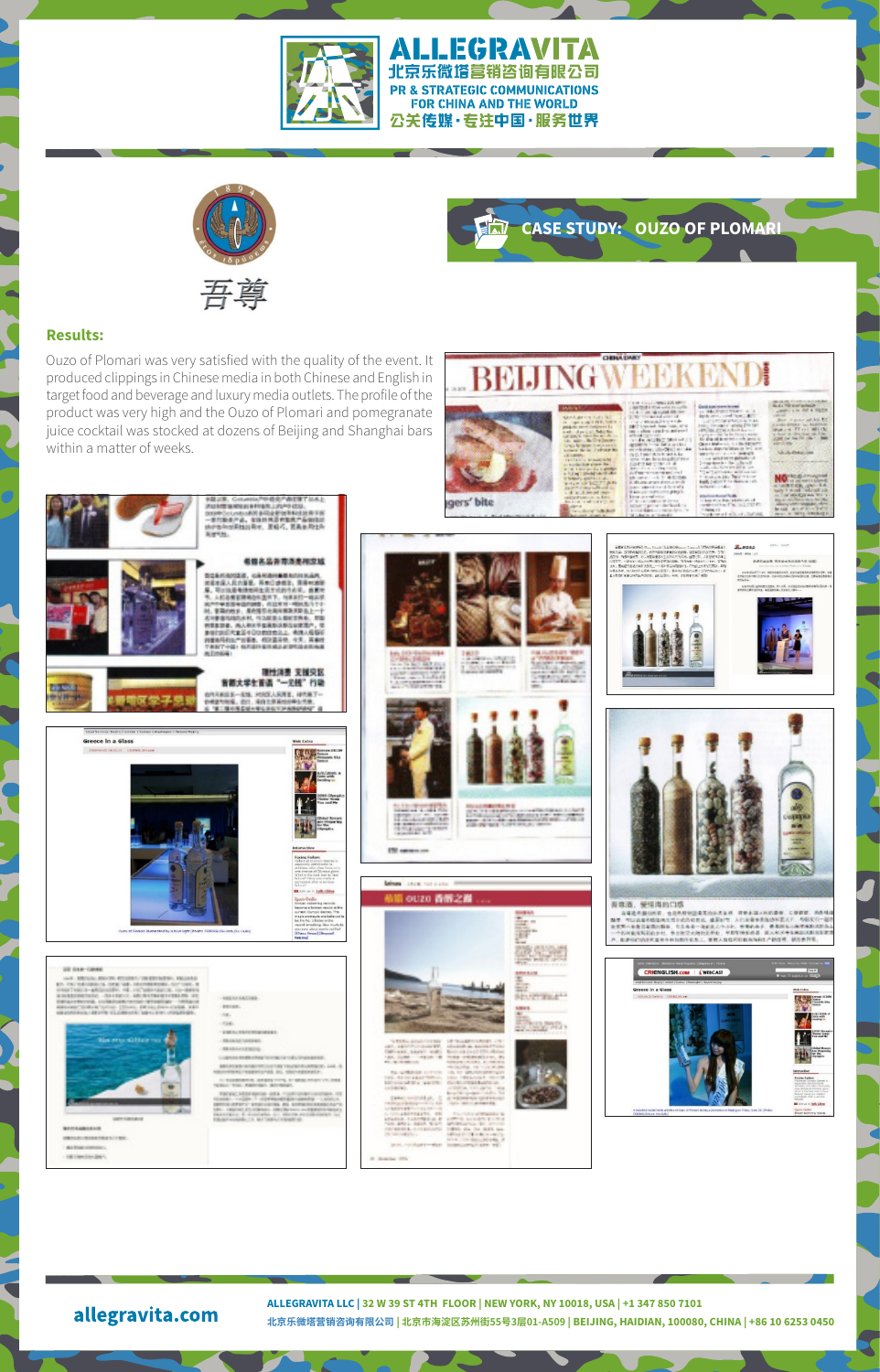# ALLEGRAVITA

北京乐微塔营销咨询有限公司

PR & STRATEGIC COMMUNICATIONS FOR CHINA AND THE WORLD

公关传媒·专注中国·服务世界

吾尊

## CASE STUDY: OUZO OF PLOMARI

### Results:

Ouzo of Plomari was very satisfied with the quality of the event. It produced clippings in Chinese media in both Chinese and English in target food and beverage and luxury media outlets. The profile of the product was very high and the Ouzo of Plomari and pomegranate juice cocktail was stocked at dozens of Beijing and Shanghai bars within a matter of weeks.

allegravita.com

ALLEGRAVITA LLC | 32 W 39 ST 4TH FLOOR | NEW YORK, NY 10018, USA | +1 347 850 7101

北京乐微塔营销咨询有限公司 | 北京市海淀区苏州街55号3层01-A509 | BEIJING, HAIDIAN, 100080, CHINA | +86 10 6253 0450